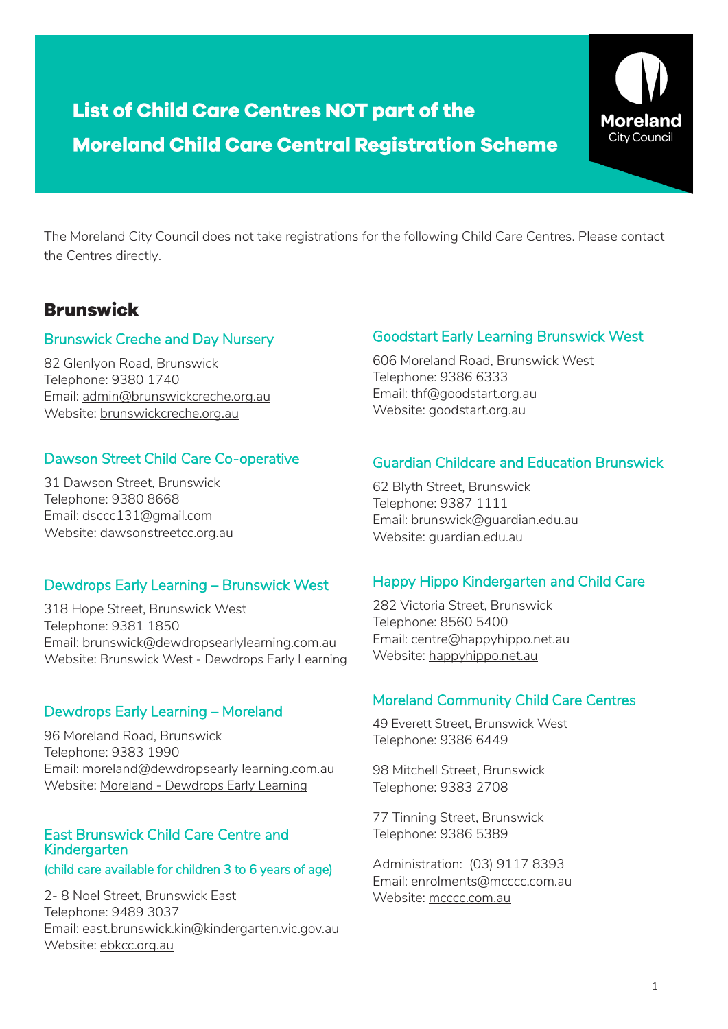# List of Child Care Centres NOT part of the Moreland Child Care Central Registration Scheme

Moreland City Council

The Moreland City Council does not take registrations for the following Child Care Centres. Please contact the Centres directly.

## Brunswick

### Brunswick Creche and Day Nursery

82 Glenlyon Road, Brunswick
Telephone: 9380 1740
Email: admin@brunswickcreche.org.au
Website: brunswickcreche.org.au

### Dawson Street Child Care Co-operative

31 Dawson Street, Brunswick
Telephone: 9380 8668
Email: dsccc131@gmail.com
Website: dawsonstreetcc.org.au

### Dewdrops Early Learning – Brunswick West

318 Hope Street, Brunswick West
Telephone: 9381 1850
Email: brunswick@dewdropsearlylearning.com.au
Website: Brunswick West - Dewdrops Early Learning

### Dewdrops Early Learning – Moreland

96 Moreland Road, Brunswick
Telephone: 9383 1990
Email: moreland@dewdropsearly learning.com.au
Website: Moreland - Dewdrops Early Learning

### East Brunswick Child Care Centre and Kindergarten

(child care available for children 3 to 6 years of age)

2- 8 Noel Street, Brunswick East
Telephone: 9489 3037
Email: east.brunswick.kin@kindergarten.vic.gov.au
Website: ebkcc.org.au

### Goodstart Early Learning Brunswick West

606 Moreland Road, Brunswick West
Telephone: 9386 6333
Email: thf@goodstart.org.au
Website: goodstart.org.au

### Guardian Childcare and Education Brunswick

62 Blyth Street, Brunswick
Telephone: 9387 1111
Email: brunswick@guardian.edu.au
Website: guardian.edu.au

### Happy Hippo Kindergarten and Child Care

282 Victoria Street, Brunswick
Telephone: 8560 5400
Email: centre@happyhippo.net.au
Website: happyhippo.net.au

### Moreland Community Child Care Centres

49 Everett Street, Brunswick West
Telephone: 9386 6449

98 Mitchell Street, Brunswick
Telephone: 9383 2708

77 Tinning Street, Brunswick
Telephone: 9386 5389

Administration: (03) 9117 8393
Email: enrolments@mcccc.com.au
Website: mcccc.com.au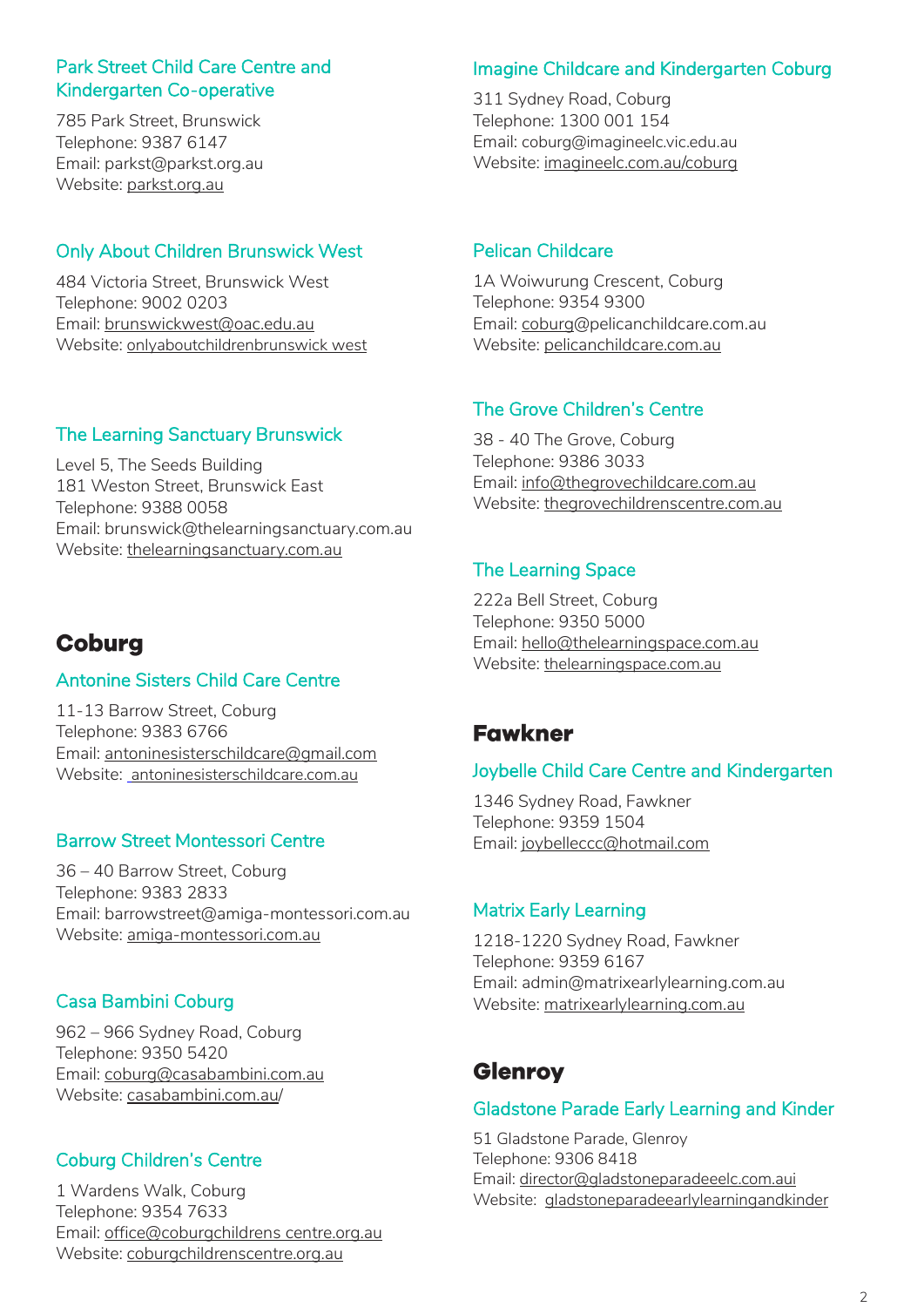### Park Street Child Care Centre and Kindergarten Co-operative

785 Park Street, Brunswick
Telephone: 9387 6147
Email: parkst@parkst.org.au
Website: parkst.org.au

### Only About Children Brunswick West

484 Victoria Street, Brunswick West
Telephone: 9002 0203
Email: brunswickwest@oac.edu.au
Website: onlyaboutchildrenbrunswick west

### The Learning Sanctuary Brunswick

Level 5, The Seeds Building
181 Weston Street, Brunswick East
Telephone: 9388 0058
Email: brunswick@thelearningsanctuary.com.au
Website: thelearningsanctuary.com.au

## Coburg

### Antonine Sisters Child Care Centre

11-13 Barrow Street, Coburg
Telephone: 9383 6766
Email: antoninesisterschildcare@gmail.com
Website: antoninesisterschildcare.com.au

### Barrow Street Montessori Centre

36 – 40 Barrow Street, Coburg
Telephone: 9383 2833
Email: barrowstreet@amiga-montessori.com.au
Website: amiga-montessori.com.au

### Casa Bambini Coburg

962 – 966 Sydney Road, Coburg
Telephone: 9350 5420
Email: coburg@casabambini.com.au
Website: casabambini.com.au/

### Coburg Children's Centre

1 Wardens Walk, Coburg
Telephone: 9354 7633
Email: office@coburgchildrens centre.org.au
Website: coburgchildrenscentre.org.au

### Imagine Childcare and Kindergarten Coburg

311 Sydney Road, Coburg
Telephone: 1300 001 154
Email: coburg@imagineelc.vic.edu.au
Website: imagineelc.com.au/coburg

### Pelican Childcare

1A Woiwurung Crescent, Coburg
Telephone: 9354 9300
Email: coburg@pelicanchildcare.com.au
Website: pelicanchildcare.com.au

### The Grove Children's Centre

38 - 40 The Grove, Coburg
Telephone: 9386 3033
Email: info@thegrovechildcare.com.au
Website: thegrovechildrenscentre.com.au

### The Learning Space

222a Bell Street, Coburg
Telephone: 9350 5000
Email: hello@thelearningspace.com.au
Website: thelearningspace.com.au

## Fawkner

### Joybelle Child Care Centre and Kindergarten

1346 Sydney Road, Fawkner
Telephone: 9359 1504
Email: joybelleccc@hotmail.com

### Matrix Early Learning

1218-1220 Sydney Road, Fawkner
Telephone: 9359 6167
Email: admin@matrixearlylearning.com.au
Website: matrixearlylearning.com.au

## Glenroy

### Gladstone Parade Early Learning and Kinder

51 Gladstone Parade, Glenroy
Telephone: 9306 8418
Email: director@gladstoneparadeeelc.com.aui
Website: gladstoneparadeearlylearningandkinder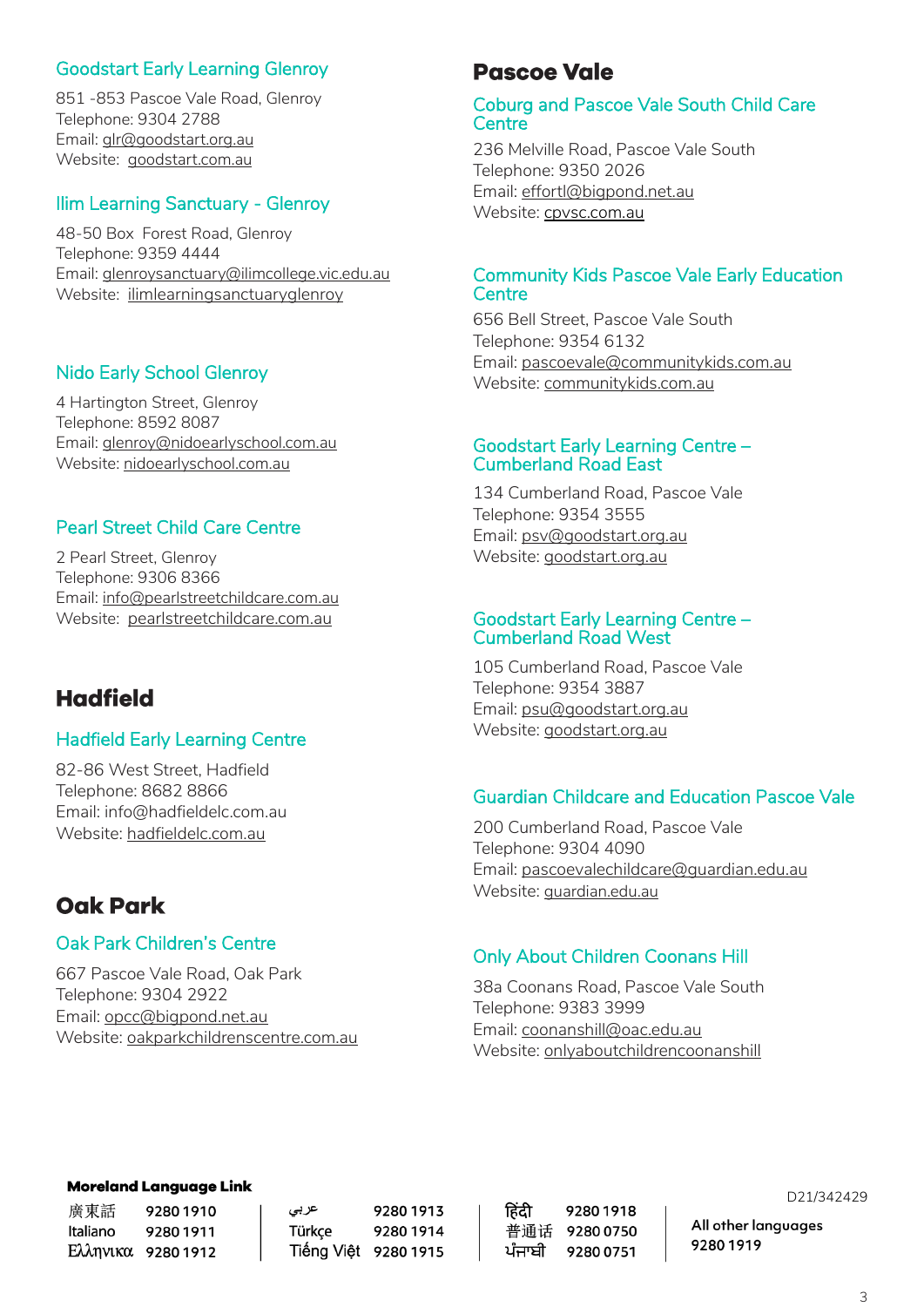### Goodstart Early Learning Glenroy

851 -853 Pascoe Vale Road, Glenroy
Telephone: 9304 2788
Email: glr@goodstart.org.au
Website: goodstart.com.au

### Ilim Learning Sanctuary - Glenroy

48-50 Box Forest Road, Glenroy
Telephone: 9359 4444
Email: glenroysanctuary@ilimcollege.vic.edu.au
Website: ilimlearningsanctuaryglenroy

### Nido Early School Glenroy

4 Hartington Street, Glenroy
Telephone: 8592 8087
Email: glenroy@nidoearlyschool.com.au
Website: nidoearlyschool.com.au

### Pearl Street Child Care Centre

2 Pearl Street, Glenroy
Telephone: 9306 8366
Email: info@pearlstreetchildcare.com.au
Website: pearlstreetchildcare.com.au

## Hadfield

### Hadfield Early Learning Centre

82-86 West Street, Hadfield
Telephone: 8682 8866
Email: info@hadfieldelc.com.au
Website: hadfieldelc.com.au

## Oak Park

### Oak Park Children's Centre

667 Pascoe Vale Road, Oak Park
Telephone: 9304 2922
Email: opcc@bigpond.net.au
Website: oakparkchildrenscentre.com.au

## Pascoe Vale

### Coburg and Pascoe Vale South Child Care Centre

236 Melville Road, Pascoe Vale South
Telephone: 9350 2026
Email: effortl@bigpond.net.au
Website: cpvsc.com.au

### Community Kids Pascoe Vale Early Education Centre

656 Bell Street, Pascoe Vale South
Telephone: 9354 6132
Email: pascoevale@communitykids.com.au
Website: communitykids.com.au

### Goodstart Early Learning Centre – Cumberland Road East

134 Cumberland Road, Pascoe Vale
Telephone: 9354 3555
Email: psv@goodstart.org.au
Website: goodstart.org.au

### Goodstart Early Learning Centre – Cumberland Road West

105 Cumberland Road, Pascoe Vale
Telephone: 9354 3887
Email: psu@goodstart.org.au
Website: goodstart.org.au

### Guardian Childcare and Education Pascoe Vale

200 Cumberland Road, Pascoe Vale
Telephone: 9304 4090
Email: pascoevalechildcare@guardian.edu.au
Website: guardian.edu.au

### Only About Children Coonans Hill

38a Coonans Road, Pascoe Vale South
Telephone: 9383 3999
Email: coonanshill@oac.edu.au
Website: onlyaboutchildrencoonanshill

**Moreland Language Link**

| | | | | | | |
|---|---|---|---|---|---|---|
| 廣東話 | 9280 1910 | عربي | 9280 1913 | हिंदी | 9280 1918 | **All other languages 9280 1919** |
| Italiano | 9280 1911 | Türkçe | 9280 1914 | 普通话 | 9280 0750 | |
| Ελληνικα | 9280 1912 | Tiếng Việt | 9280 1915 | ਪੰਜਾਬੀ | 9280 0751 | |

D21/342429